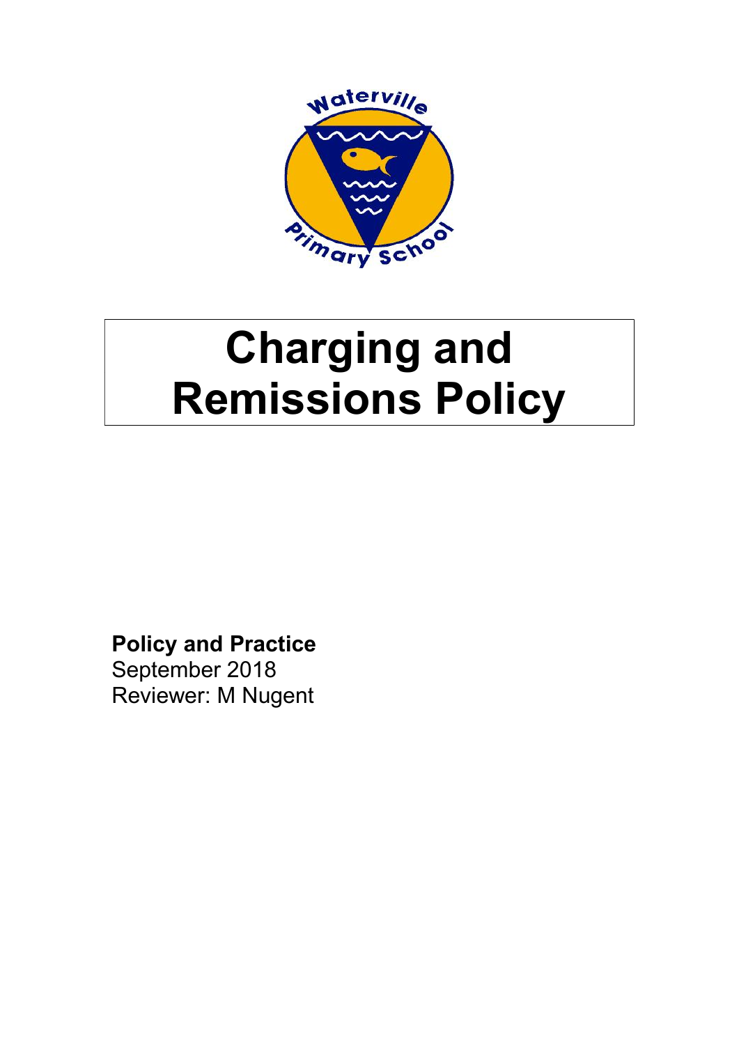# Charging and Remissions Policy

**Policy and Practice**
September 2018
Reviewer: M Nugent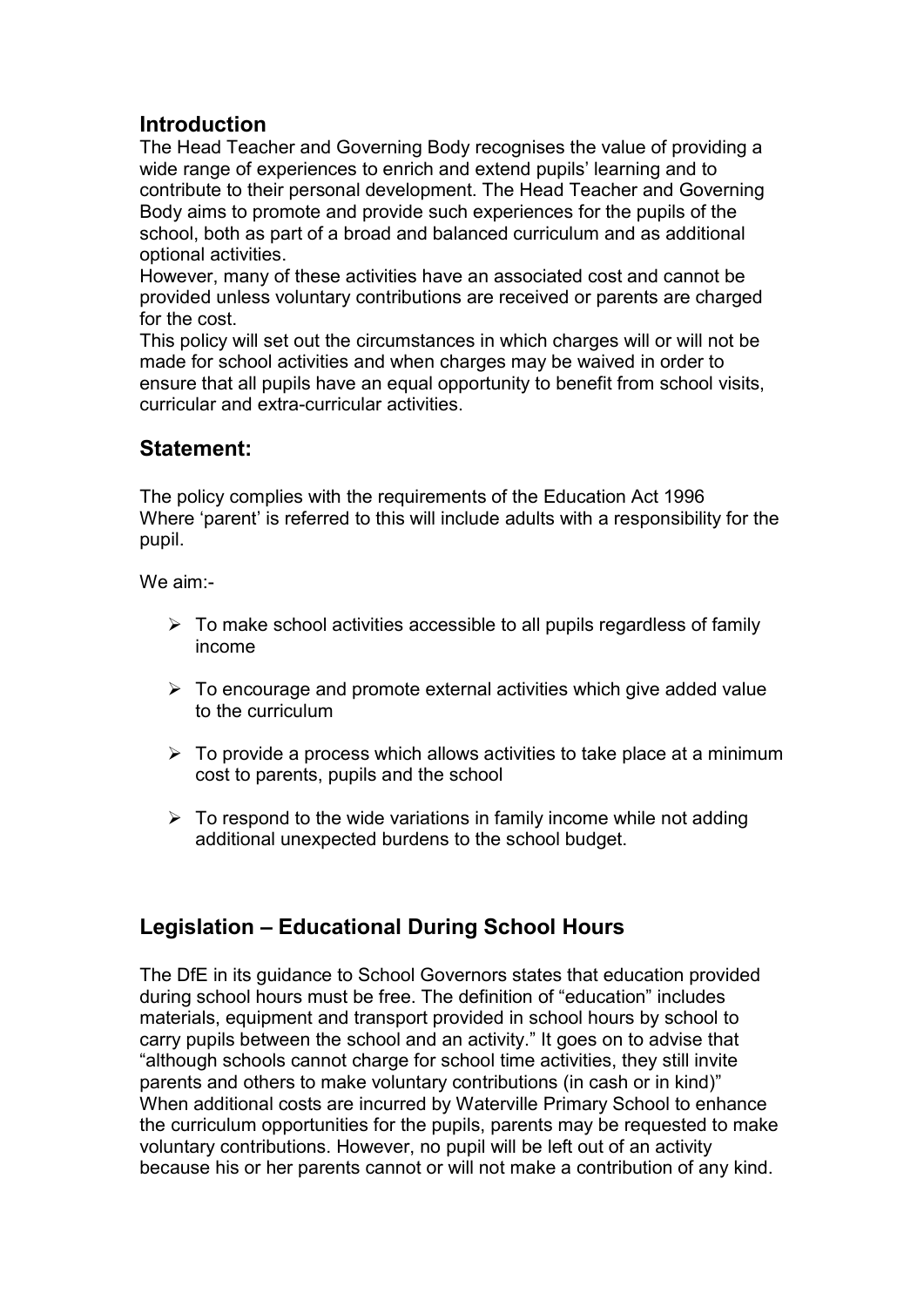## Introduction

The Head Teacher and Governing Body recognises the value of providing a wide range of experiences to enrich and extend pupils' learning and to contribute to their personal development. The Head Teacher and Governing Body aims to promote and provide such experiences for the pupils of the school, both as part of a broad and balanced curriculum and as additional optional activities.

However, many of these activities have an associated cost and cannot be provided unless voluntary contributions are received or parents are charged for the cost.

This policy will set out the circumstances in which charges will or will not be made for school activities and when charges may be waived in order to ensure that all pupils have an equal opportunity to benefit from school visits, curricular and extra-curricular activities.

## Statement:

The policy complies with the requirements of the Education Act 1996
Where 'parent' is referred to this will include adults with a responsibility for the pupil.

We aim:-

- To make school activities accessible to all pupils regardless of family income
- To encourage and promote external activities which give added value to the curriculum
- To provide a process which allows activities to take place at a minimum cost to parents, pupils and the school
- To respond to the wide variations in family income while not adding additional unexpected burdens to the school budget.

## Legislation – Educational During School Hours

The DfE in its guidance to School Governors states that education provided during school hours must be free. The definition of "education" includes materials, equipment and transport provided in school hours by school to carry pupils between the school and an activity." It goes on to advise that "although schools cannot charge for school time activities, they still invite parents and others to make voluntary contributions (in cash or in kind)"
When additional costs are incurred by Waterville Primary School to enhance the curriculum opportunities for the pupils, parents may be requested to make voluntary contributions. However, no pupil will be left out of an activity because his or her parents cannot or will not make a contribution of any kind.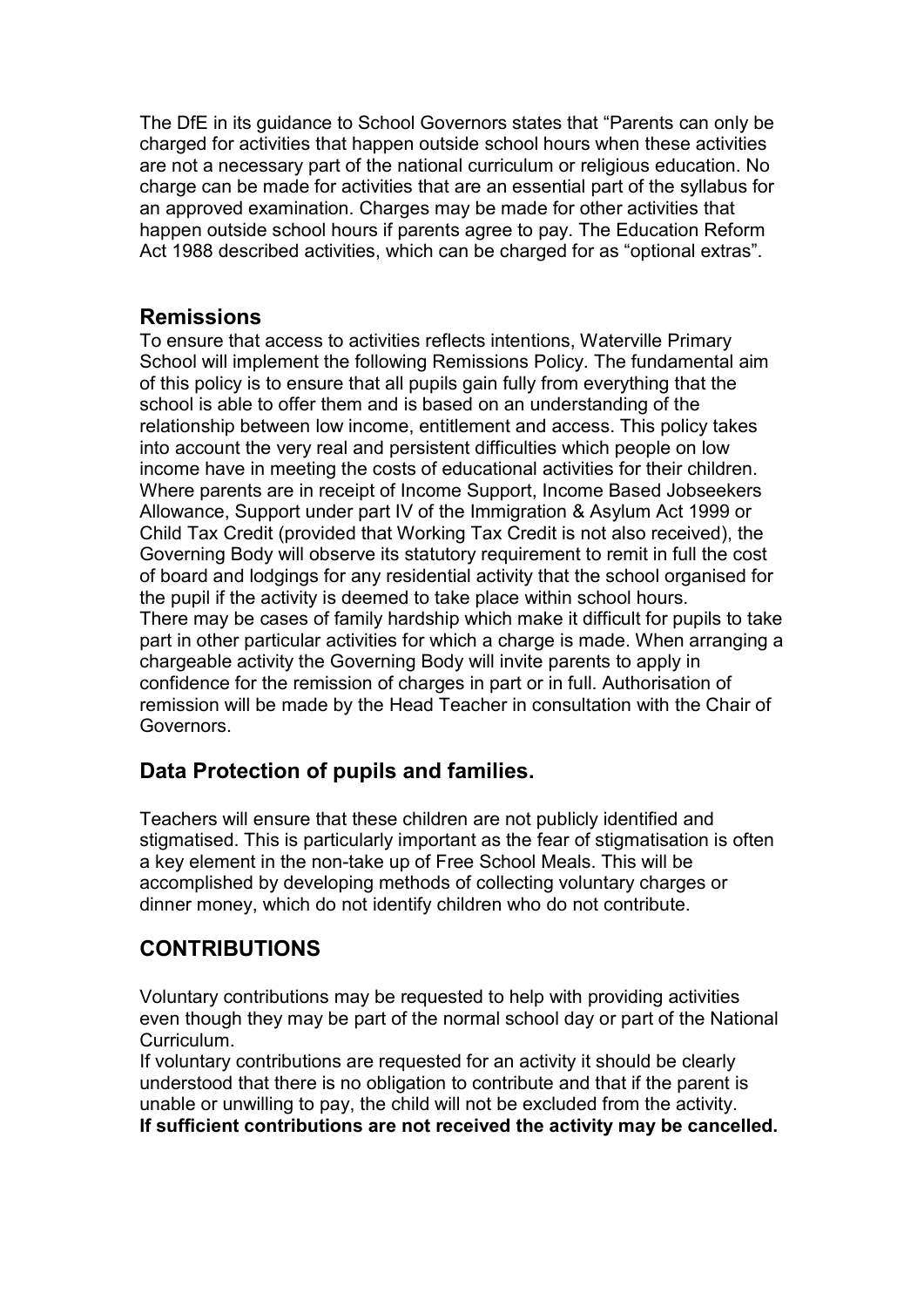The DfE in its guidance to School Governors states that "Parents can only be charged for activities that happen outside school hours when these activities are not a necessary part of the national curriculum or religious education. No charge can be made for activities that are an essential part of the syllabus for an approved examination. Charges may be made for other activities that happen outside school hours if parents agree to pay. The Education Reform Act 1988 described activities, which can be charged for as "optional extras".

## Remissions

To ensure that access to activities reflects intentions, Waterville Primary School will implement the following Remissions Policy. The fundamental aim of this policy is to ensure that all pupils gain fully from everything that the school is able to offer them and is based on an understanding of the relationship between low income, entitlement and access. This policy takes into account the very real and persistent difficulties which people on low income have in meeting the costs of educational activities for their children. Where parents are in receipt of Income Support, Income Based Jobseekers Allowance, Support under part IV of the Immigration & Asylum Act 1999 or Child Tax Credit (provided that Working Tax Credit is not also received), the Governing Body will observe its statutory requirement to remit in full the cost of board and lodgings for any residential activity that the school organised for the pupil if the activity is deemed to take place within school hours.
There may be cases of family hardship which make it difficult for pupils to take part in other particular activities for which a charge is made. When arranging a chargeable activity the Governing Body will invite parents to apply in confidence for the remission of charges in part or in full. Authorisation of remission will be made by the Head Teacher in consultation with the Chair of Governors.

## Data Protection of pupils and families.

Teachers will ensure that these children are not publicly identified and stigmatised. This is particularly important as the fear of stigmatisation is often a key element in the non-take up of Free School Meals. This will be accomplished by developing methods of collecting voluntary charges or dinner money, which do not identify children who do not contribute.

## CONTRIBUTIONS

Voluntary contributions may be requested to help with providing activities even though they may be part of the normal school day or part of the National Curriculum.
If voluntary contributions are requested for an activity it should be clearly understood that there is no obligation to contribute and that if the parent is unable or unwilling to pay, the child will not be excluded from the activity.
**If sufficient contributions are not received the activity may be cancelled.**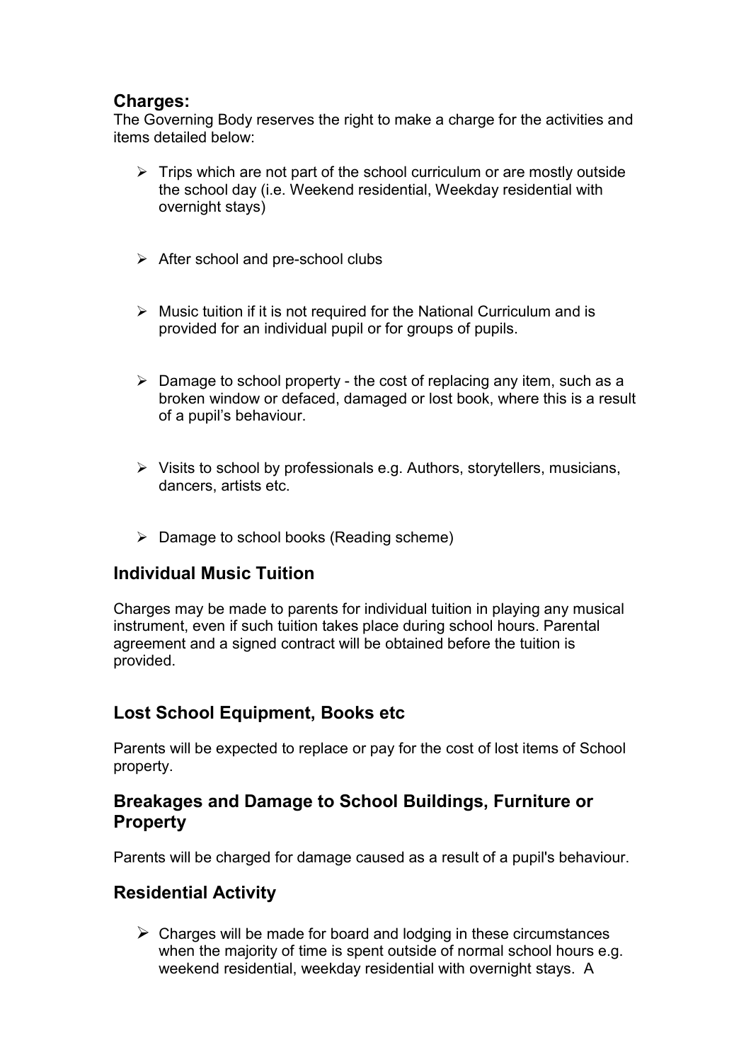## Charges:

The Governing Body reserves the right to make a charge for the activities and items detailed below:

- Trips which are not part of the school curriculum or are mostly outside the school day (i.e. Weekend residential, Weekday residential with overnight stays)
- After school and pre-school clubs
- Music tuition if it is not required for the National Curriculum and is provided for an individual pupil or for groups of pupils.
- Damage to school property - the cost of replacing any item, such as a broken window or defaced, damaged or lost book, where this is a result of a pupil's behaviour.
- Visits to school by professionals e.g. Authors, storytellers, musicians, dancers, artists etc.
- Damage to school books (Reading scheme)

## Individual Music Tuition

Charges may be made to parents for individual tuition in playing any musical instrument, even if such tuition takes place during school hours. Parental agreement and a signed contract will be obtained before the tuition is provided.

## Lost School Equipment, Books etc

Parents will be expected to replace or pay for the cost of lost items of School property.

## Breakages and Damage to School Buildings, Furniture or Property

Parents will be charged for damage caused as a result of a pupil's behaviour.

## Residential Activity

- Charges will be made for board and lodging in these circumstances when the majority of time is spent outside of normal school hours e.g. weekend residential, weekday residential with overnight stays. A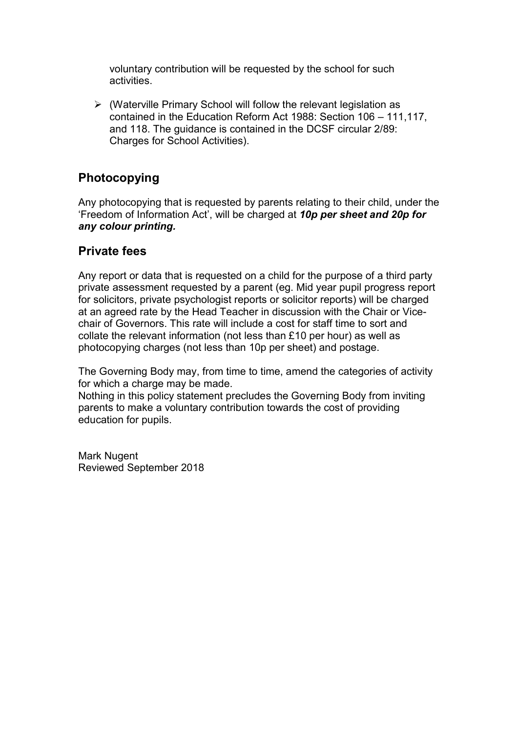voluntary contribution will be requested by the school for such activities.

- (Waterville Primary School will follow the relevant legislation as contained in the Education Reform Act 1988: Section 106 – 111,117, and 118. The guidance is contained in the DCSF circular 2/89: Charges for School Activities).

## Photocopying

Any photocopying that is requested by parents relating to their child, under the 'Freedom of Information Act', will be charged at ***10p per sheet and 20p for any colour printing.***

## Private fees

Any report or data that is requested on a child for the purpose of a third party private assessment requested by a parent (eg. Mid year pupil progress report for solicitors, private psychologist reports or solicitor reports) will be charged at an agreed rate by the Head Teacher in discussion with the Chair or Vice-chair of Governors. This rate will include a cost for staff time to sort and collate the relevant information (not less than £10 per hour) as well as photocopying charges (not less than 10p per sheet) and postage.

The Governing Body may, from time to time, amend the categories of activity for which a charge may be made.
Nothing in this policy statement precludes the Governing Body from inviting parents to make a voluntary contribution towards the cost of providing education for pupils.

Mark Nugent
Reviewed September 2018